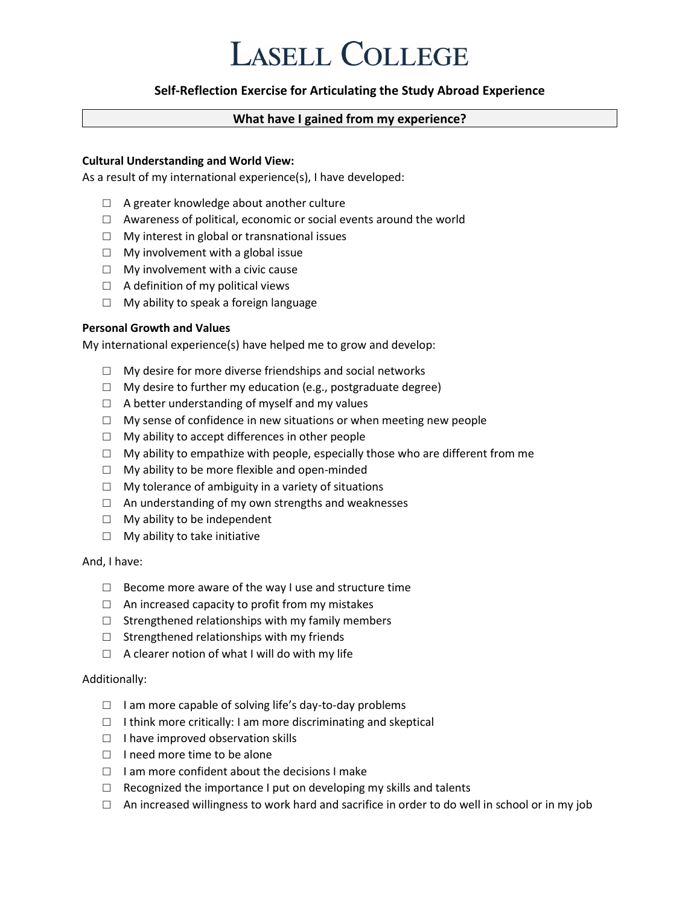# Lasell College

## Self-Reflection Exercise for Articulating the Study Abroad Experience

### What have I gained from my experience?

**Cultural Understanding and World View:**

As a result of my international experience(s), I have developed:

- ☐ A greater knowledge about another culture
- ☐ Awareness of political, economic or social events around the world
- ☐ My interest in global or transnational issues
- ☐ My involvement with a global issue
- ☐ My involvement with a civic cause
- ☐ A definition of my political views
- ☐ My ability to speak a foreign language

**Personal Growth and Values**

My international experience(s) have helped me to grow and develop:

- ☐ My desire for more diverse friendships and social networks
- ☐ My desire to further my education (e.g., postgraduate degree)
- ☐ A better understanding of myself and my values
- ☐ My sense of confidence in new situations or when meeting new people
- ☐ My ability to accept differences in other people
- ☐ My ability to empathize with people, especially those who are different from me
- ☐ My ability to be more flexible and open-minded
- ☐ My tolerance of ambiguity in a variety of situations
- ☐ An understanding of my own strengths and weaknesses
- ☐ My ability to be independent
- ☐ My ability to take initiative

And, I have:

- ☐ Become more aware of the way I use and structure time
- ☐ An increased capacity to profit from my mistakes
- ☐ Strengthened relationships with my family members
- ☐ Strengthened relationships with my friends
- ☐ A clearer notion of what I will do with my life

Additionally:

- ☐ I am more capable of solving life's day-to-day problems
- ☐ I think more critically: I am more discriminating and skeptical
- ☐ I have improved observation skills
- ☐ I need more time to be alone
- ☐ I am more confident about the decisions I make
- ☐ Recognized the importance I put on developing my skills and talents
- ☐ An increased willingness to work hard and sacrifice in order to do well in school or in my job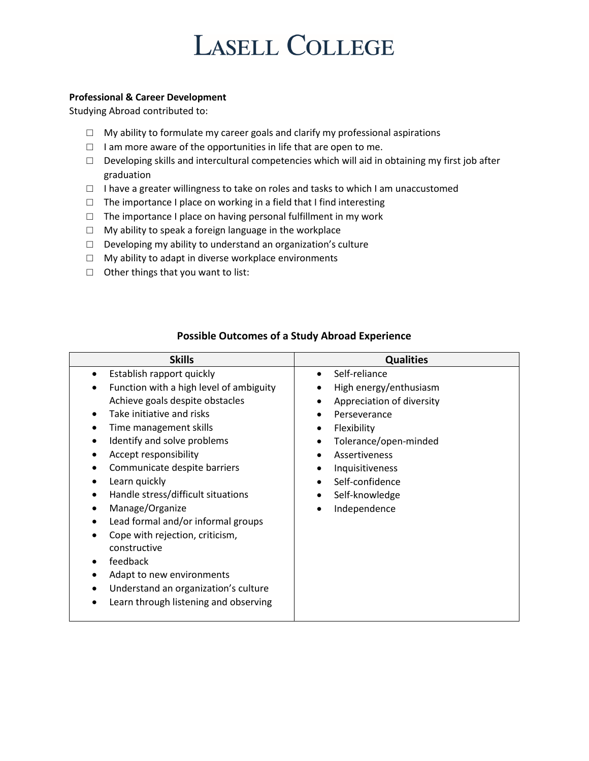**Professional & Career Development**

Studying Abroad contributed to:

- ☐ My ability to formulate my career goals and clarify my professional aspirations
- ☐ I am more aware of the opportunities in life that are open to me.
- ☐ Developing skills and intercultural competencies which will aid in obtaining my first job after graduation
- ☐ I have a greater willingness to take on roles and tasks to which I am unaccustomed
- ☐ The importance I place on working in a field that I find interesting
- ☐ The importance I place on having personal fulfillment in my work
- ☐ My ability to speak a foreign language in the workplace
- ☐ Developing my ability to understand an organization's culture
- ☐ My ability to adapt in diverse workplace environments
- ☐ Other things that you want to list:

**Possible Outcomes of a Study Abroad Experience**

| Skills | Qualities |
| --- | --- |
| • Establish rapport quickly<br>• Function with a high level of ambiguity Achieve goals despite obstacles<br>• Take initiative and risks<br>• Time management skills<br>• Identify and solve problems<br>• Accept responsibility<br>• Communicate despite barriers<br>• Learn quickly<br>• Handle stress/difficult situations<br>• Manage/Organize<br>• Lead formal and/or informal groups<br>• Cope with rejection, criticism, constructive<br>• feedback<br>• Adapt to new environments<br>• Understand an organization's culture<br>• Learn through listening and observing | • Self-reliance<br>• High energy/enthusiasm<br>• Appreciation of diversity<br>• Perseverance<br>• Flexibility<br>• Tolerance/open-minded<br>• Assertiveness<br>• Inquisitiveness<br>• Self-confidence<br>• Self-knowledge<br>• Independence |